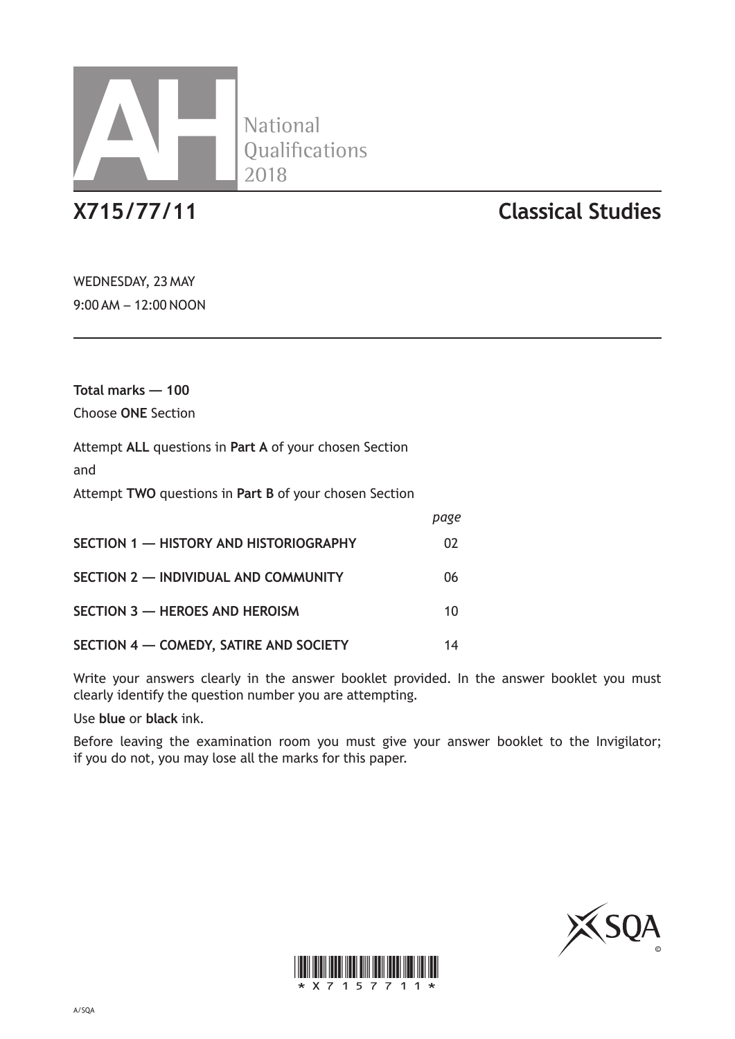AH National Qualifications 2018

# X715/77/11 Classical Studies

WEDNESDAY, 23 MAY

9:00 AM – 12:00 NOON

**Total marks — 100**

Choose **ONE** Section

Attempt **ALL** questions in **Part A** of your chosen Section

and

Attempt **TWO** questions in **Part B** of your chosen Section

| | *page* |
|---|---|
| **SECTION 1 — HISTORY AND HISTORIOGRAPHY** | 02 |
| **SECTION 2 — INDIVIDUAL AND COMMUNITY** | 06 |
| **SECTION 3 — HEROES AND HEROISM** | 10 |
| **SECTION 4 — COMEDY, SATIRE AND SOCIETY** | 14 |

Write your answers clearly in the answer booklet provided. In the answer booklet you must clearly identify the question number you are attempting.

Use **blue** or **black** ink.

Before leaving the examination room you must give your answer booklet to the Invigilator; if you do not, you may lose all the marks for this paper.

*X715711*

A/SQA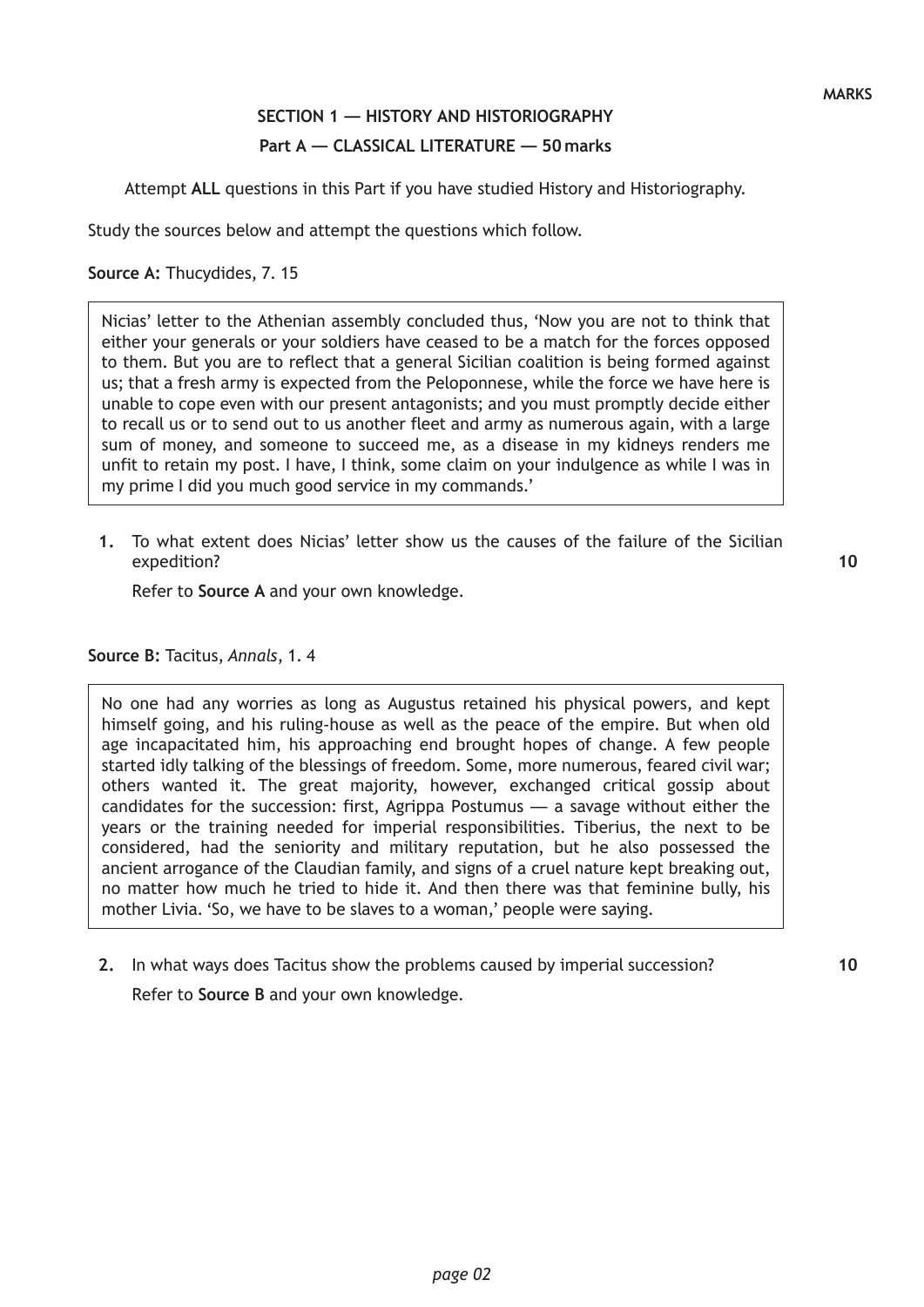MARKS

## SECTION 1 — HISTORY AND HISTORIOGRAPHY

### Part A — CLASSICAL LITERATURE — 50 marks

Attempt **ALL** questions in this Part if you have studied History and Historiography.

Study the sources below and attempt the questions which follow.

**Source A:** Thucydides, 7. 15

> Nicias' letter to the Athenian assembly concluded thus, 'Now you are not to think that either your generals or your soldiers have ceased to be a match for the forces opposed to them. But you are to reflect that a general Sicilian coalition is being formed against us; that a fresh army is expected from the Peloponnese, while the force we have here is unable to cope even with our present antagonists; and you must promptly decide either to recall us or to send out to us another fleet and army as numerous again, with a large sum of money, and someone to succeed me, as a disease in my kidneys renders me unfit to retain my post. I have, I think, some claim on your indulgence as while I was in my prime I did you much good service in my commands.'

**1.** To what extent does Nicias' letter show us the causes of the failure of the Sicilian expedition? **10**

Refer to **Source A** and your own knowledge.

**Source B:** Tacitus, *Annals*, 1. 4

> No one had any worries as long as Augustus retained his physical powers, and kept himself going, and his ruling-house as well as the peace of the empire. But when old age incapacitated him, his approaching end brought hopes of change. A few people started idly talking of the blessings of freedom. Some, more numerous, feared civil war; others wanted it. The great majority, however, exchanged critical gossip about candidates for the succession: first, Agrippa Postumus — a savage without either the years or the training needed for imperial responsibilities. Tiberius, the next to be considered, had the seniority and military reputation, but he also possessed the ancient arrogance of the Claudian family, and signs of a cruel nature kept breaking out, no matter how much he tried to hide it. And then there was that feminine bully, his mother Livia. 'So, we have to be slaves to a woman,' people were saying.

**2.** In what ways does Tacitus show the problems caused by imperial succession? **10**

Refer to **Source B** and your own knowledge.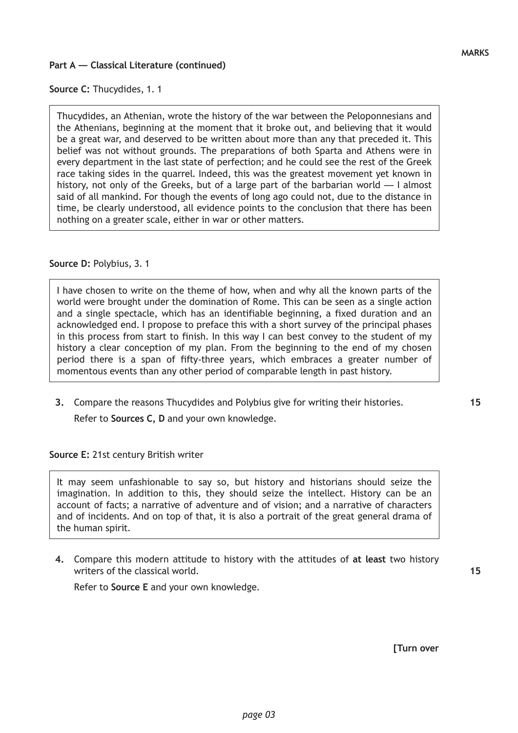**Part A — Classical Literature (continued)**

MARKS

**Source C:** Thucydides, 1. 1

> Thucydides, an Athenian, wrote the history of the war between the Peloponnesians and the Athenians, beginning at the moment that it broke out, and believing that it would be a great war, and deserved to be written about more than any that preceded it. This belief was not without grounds. The preparations of both Sparta and Athens were in every department in the last state of perfection; and he could see the rest of the Greek race taking sides in the quarrel. Indeed, this was the greatest movement yet known in history, not only of the Greeks, but of a large part of the barbarian world — I almost said of all mankind. For though the events of long ago could not, due to the distance in time, be clearly understood, all evidence points to the conclusion that there has been nothing on a greater scale, either in war or other matters.

**Source D:** Polybius, 3. 1

> I have chosen to write on the theme of how, when and why all the known parts of the world were brought under the domination of Rome. This can be seen as a single action and a single spectacle, which has an identifiable beginning, a fixed duration and an acknowledged end. I propose to preface this with a short survey of the principal phases in this process from start to finish. In this way I can best convey to the student of my history a clear conception of my plan. From the beginning to the end of my chosen period there is a span of fifty-three years, which embraces a greater number of momentous events than any other period of comparable length in past history.

**3.** Compare the reasons Thucydides and Polybius give for writing their histories. **15**

Refer to **Sources C, D** and your own knowledge.

**Source E:** 21st century British writer

> It may seem unfashionable to say so, but history and historians should seize the imagination. In addition to this, they should seize the intellect. History can be an account of facts; a narrative of adventure and of vision; and a narrative of characters and of incidents. And on top of that, it is also a portrait of the great general drama of the human spirit.

**4.** Compare this modern attitude to history with the attitudes of **at least** two history writers of the classical world. **15**

Refer to **Source E** and your own knowledge.

**[Turn over**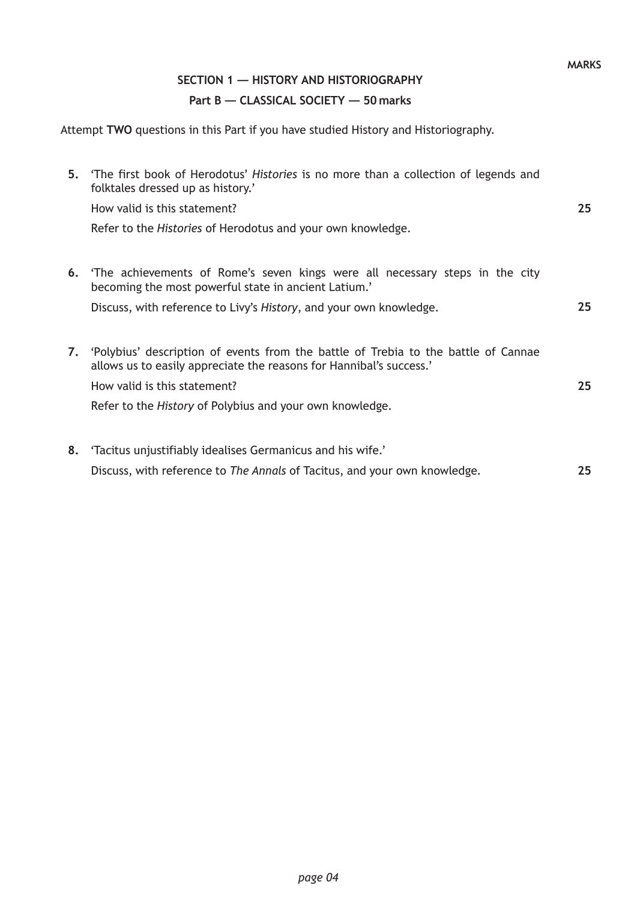**MARKS**

## SECTION 1 — HISTORY AND HISTORIOGRAPHY

### Part B — CLASSICAL SOCIETY — 50 marks

Attempt **TWO** questions in this Part if you have studied History and Historiography.

**5.** 'The first book of Herodotus' *Histories* is no more than a collection of legends and folktales dressed up as history.'

How valid is this statement? **25**

Refer to the *Histories* of Herodotus and your own knowledge.

**6.** 'The achievements of Rome's seven kings were all necessary steps in the city becoming the most powerful state in ancient Latium.'

Discuss, with reference to Livy's *History*, and your own knowledge. **25**

**7.** 'Polybius' description of events from the battle of Trebia to the battle of Cannae allows us to easily appreciate the reasons for Hannibal's success.'

How valid is this statement? **25**

Refer to the *History* of Polybius and your own knowledge.

**8.** 'Tacitus unjustifiably idealises Germanicus and his wife.'

Discuss, with reference to *The Annals* of Tacitus, and your own knowledge. **25**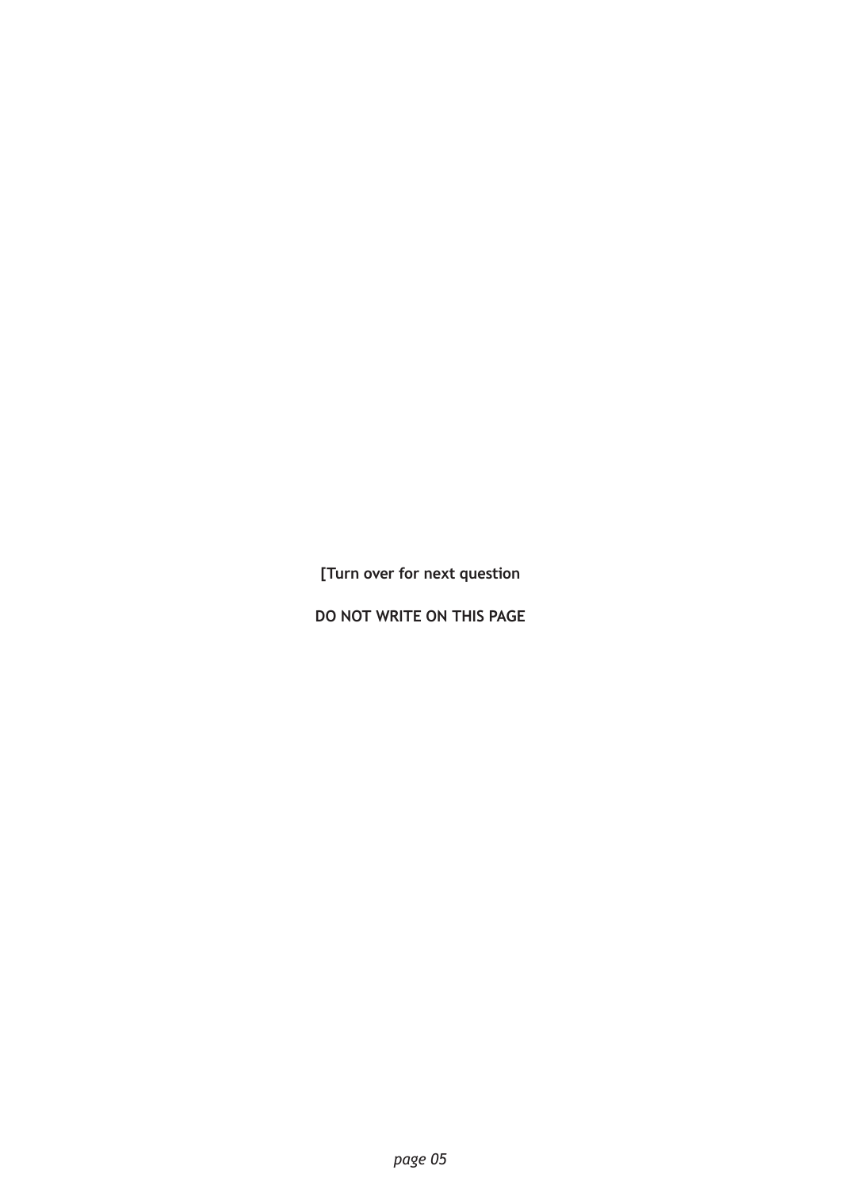[Turn over for next question

DO NOT WRITE ON THIS PAGE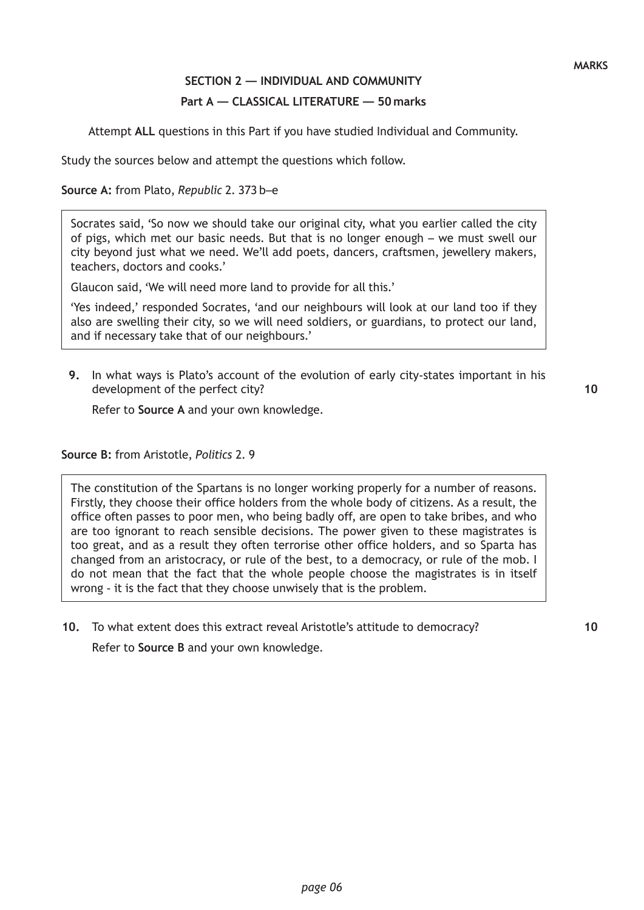MARKS

## SECTION 2 — INDIVIDUAL AND COMMUNITY

### Part A — CLASSICAL LITERATURE — 50 marks

Attempt **ALL** questions in this Part if you have studied Individual and Community.

Study the sources below and attempt the questions which follow.

**Source A:** from Plato, *Republic* 2. 373 b–e

> Socrates said, 'So now we should take our original city, what you earlier called the city of pigs, which met our basic needs. But that is no longer enough – we must swell our city beyond just what we need. We'll add poets, dancers, craftsmen, jewellery makers, teachers, doctors and cooks.'
>
> Glaucon said, 'We will need more land to provide for all this.'
>
> 'Yes indeed,' responded Socrates, 'and our neighbours will look at our land too if they also are swelling their city, so we will need soldiers, or guardians, to protect our land, and if necessary take that of our neighbours.'

**9.** In what ways is Plato's account of the evolution of early city-states important in his development of the perfect city? **10**

Refer to **Source A** and your own knowledge.

**Source B:** from Aristotle, *Politics* 2. 9

> The constitution of the Spartans is no longer working properly for a number of reasons. Firstly, they choose their office holders from the whole body of citizens. As a result, the office often passes to poor men, who being badly off, are open to take bribes, and who are too ignorant to reach sensible decisions. The power given to these magistrates is too great, and as a result they often terrorise other office holders, and so Sparta has changed from an aristocracy, or rule of the best, to a democracy, or rule of the mob. I do not mean that the fact that the whole people choose the magistrates is in itself wrong - it is the fact that they choose unwisely that is the problem.

**10.** To what extent does this extract reveal Aristotle's attitude to democracy? **10**

Refer to **Source B** and your own knowledge.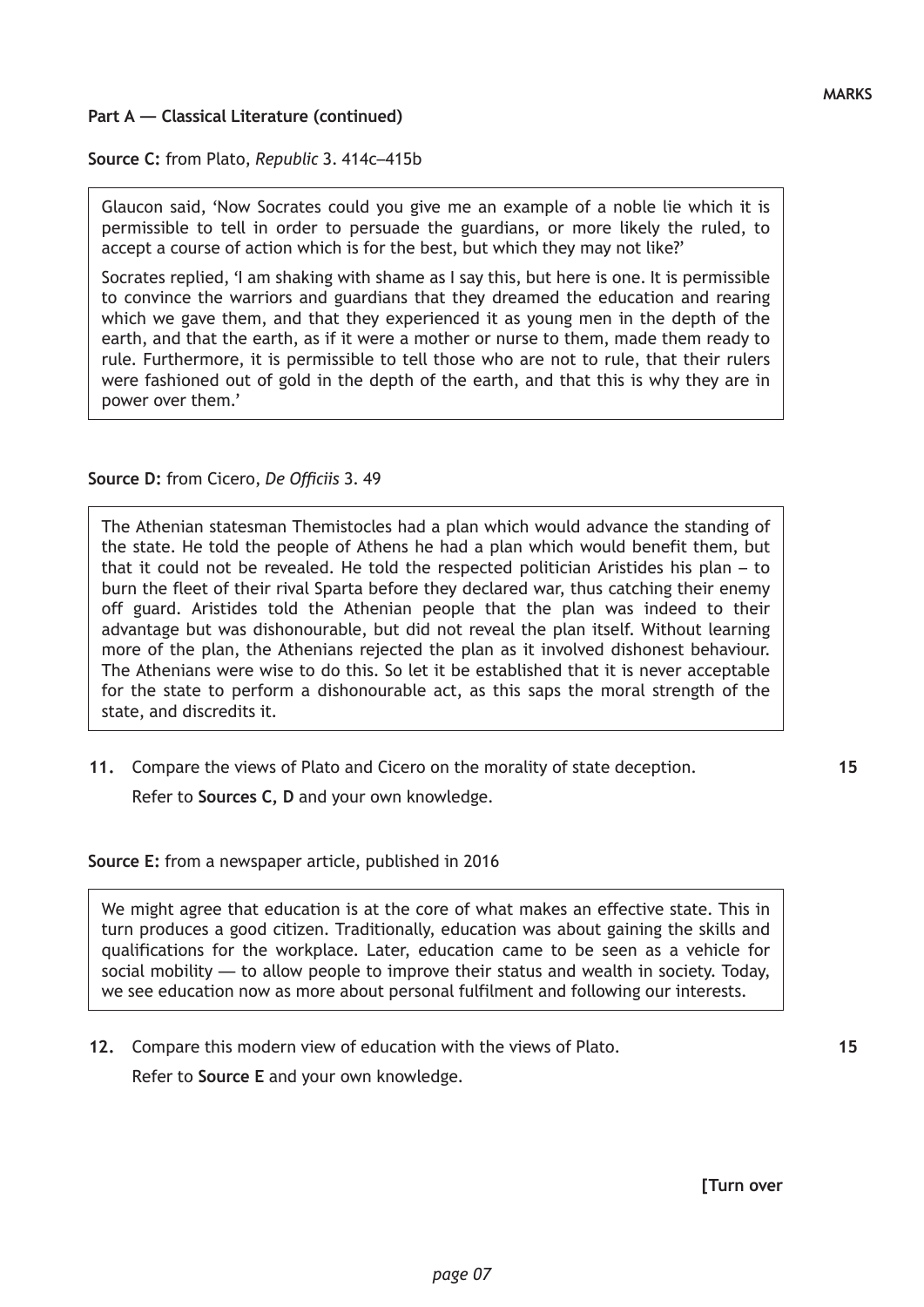MARKS

**Part A — Classical Literature (continued)**

**Source C:** from Plato, *Republic* 3. 414c–415b

> Glaucon said, 'Now Socrates could you give me an example of a noble lie which it is permissible to tell in order to persuade the guardians, or more likely the ruled, to accept a course of action which is for the best, but which they may not like?'
>
> Socrates replied, 'I am shaking with shame as I say this, but here is one. It is permissible to convince the warriors and guardians that they dreamed the education and rearing which we gave them, and that they experienced it as young men in the depth of the earth, and that the earth, as if it were a mother or nurse to them, made them ready to rule. Furthermore, it is permissible to tell those who are not to rule, that their rulers were fashioned out of gold in the depth of the earth, and that this is why they are in power over them.'

**Source D:** from Cicero, *De Officiis* 3. 49

> The Athenian statesman Themistocles had a plan which would advance the standing of the state. He told the people of Athens he had a plan which would benefit them, but that it could not be revealed. He told the respected politician Aristides his plan – to burn the fleet of their rival Sparta before they declared war, thus catching their enemy off guard. Aristides told the Athenian people that the plan was indeed to their advantage but was dishonourable, but did not reveal the plan itself. Without learning more of the plan, the Athenians rejected the plan as it involved dishonest behaviour. The Athenians were wise to do this. So let it be established that it is never acceptable for the state to perform a dishonourable act, as this saps the moral strength of the state, and discredits it.

**11.** Compare the views of Plato and Cicero on the morality of state deception. **15**

Refer to **Sources C, D** and your own knowledge.

**Source E:** from a newspaper article, published in 2016

> We might agree that education is at the core of what makes an effective state. This in turn produces a good citizen. Traditionally, education was about gaining the skills and qualifications for the workplace. Later, education came to be seen as a vehicle for social mobility — to allow people to improve their status and wealth in society. Today, we see education now as more about personal fulfilment and following our interests.

**12.** Compare this modern view of education with the views of Plato. **15**

Refer to **Source E** and your own knowledge.

**[Turn over**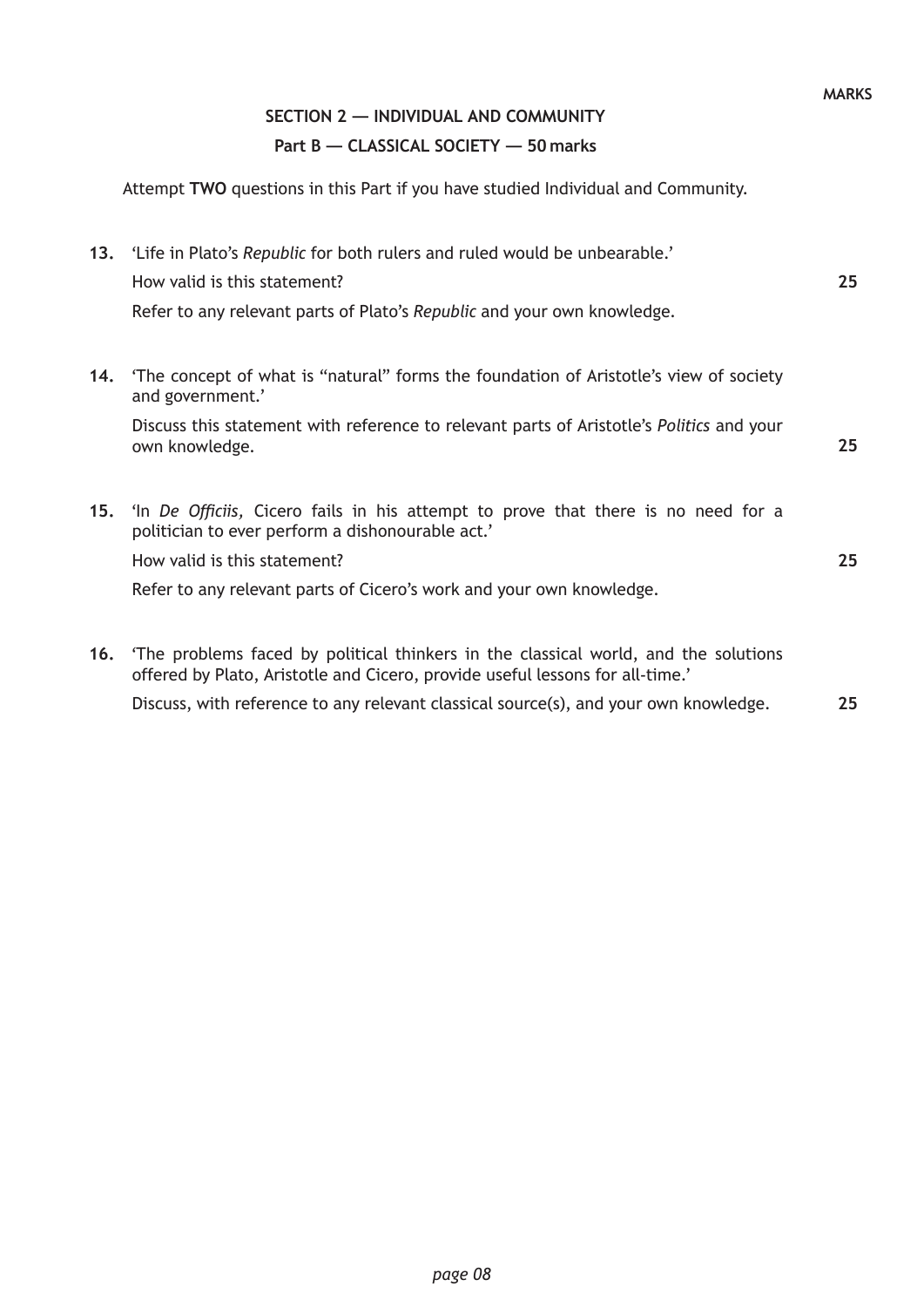MARKS

## SECTION 2 — INDIVIDUAL AND COMMUNITY

### Part B — CLASSICAL SOCIETY — 50 marks

Attempt **TWO** questions in this Part if you have studied Individual and Community.

**13.** 'Life in Plato's *Republic* for both rulers and ruled would be unbearable.'

How valid is this statement? **25**

Refer to any relevant parts of Plato's *Republic* and your own knowledge.

**14.** 'The concept of what is "natural" forms the foundation of Aristotle's view of society and government.'

Discuss this statement with reference to relevant parts of Aristotle's *Politics* and your own knowledge. **25**

**15.** 'In *De Officiis,* Cicero fails in his attempt to prove that there is no need for a politician to ever perform a dishonourable act.'

How valid is this statement? **25**

Refer to any relevant parts of Cicero's work and your own knowledge.

**16.** 'The problems faced by political thinkers in the classical world, and the solutions offered by Plato, Aristotle and Cicero, provide useful lessons for all-time.'

Discuss, with reference to any relevant classical source(s), and your own knowledge. **25**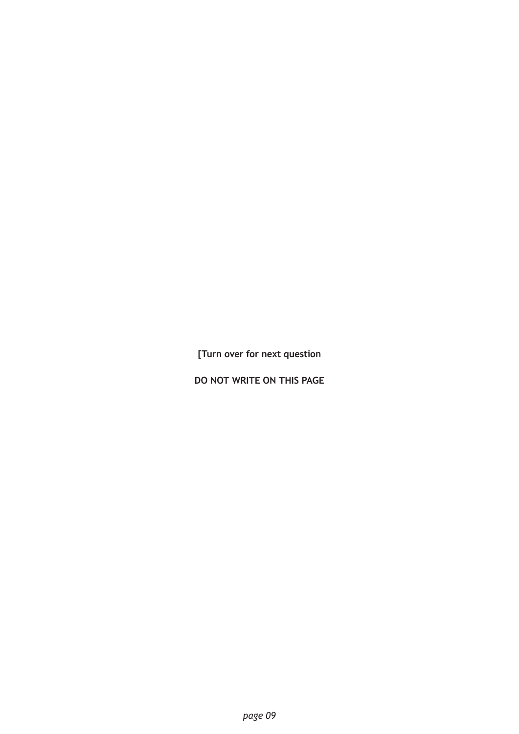[Turn over for next question

DO NOT WRITE ON THIS PAGE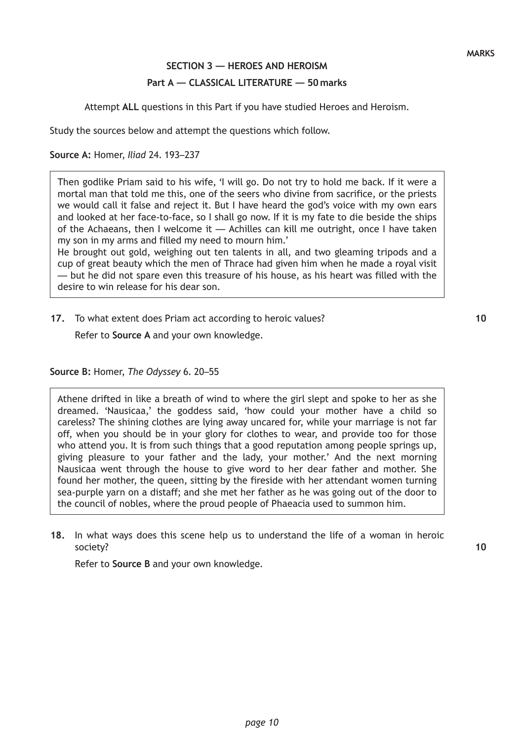**MARKS**

## SECTION 3 — HEROES AND HEROISM

### Part A — CLASSICAL LITERATURE — 50 marks

Attempt **ALL** questions in this Part if you have studied Heroes and Heroism.

Study the sources below and attempt the questions which follow.

**Source A:** Homer, *Iliad* 24. 193–237

> Then godlike Priam said to his wife, 'I will go. Do not try to hold me back. If it were a mortal man that told me this, one of the seers who divine from sacrifice, or the priests we would call it false and reject it. But I have heard the god's voice with my own ears and looked at her face-to-face, so I shall go now. If it is my fate to die beside the ships of the Achaeans, then I welcome it — Achilles can kill me outright, once I have taken my son in my arms and filled my need to mourn him.'
> He brought out gold, weighing out ten talents in all, and two gleaming tripods and a cup of great beauty which the men of Thrace had given him when he made a royal visit — but he did not spare even this treasure of his house, as his heart was filled with the desire to win release for his dear son.

**17.** To what extent does Priam act according to heroic values? **10**

Refer to **Source A** and your own knowledge.

**Source B:** Homer, *The Odyssey* 6. 20–55

> Athene drifted in like a breath of wind to where the girl slept and spoke to her as she dreamed. 'Nausicaa,' the goddess said, 'how could your mother have a child so careless? The shining clothes are lying away uncared for, while your marriage is not far off, when you should be in your glory for clothes to wear, and provide too for those who attend you. It is from such things that a good reputation among people springs up, giving pleasure to your father and the lady, your mother.' And the next morning Nausicaa went through the house to give word to her dear father and mother. She found her mother, the queen, sitting by the fireside with her attendant women turning sea-purple yarn on a distaff; and she met her father as he was going out of the door to the council of nobles, where the proud people of Phaeacia used to summon him.

**18.** In what ways does this scene help us to understand the life of a woman in heroic society? **10**

Refer to **Source B** and your own knowledge.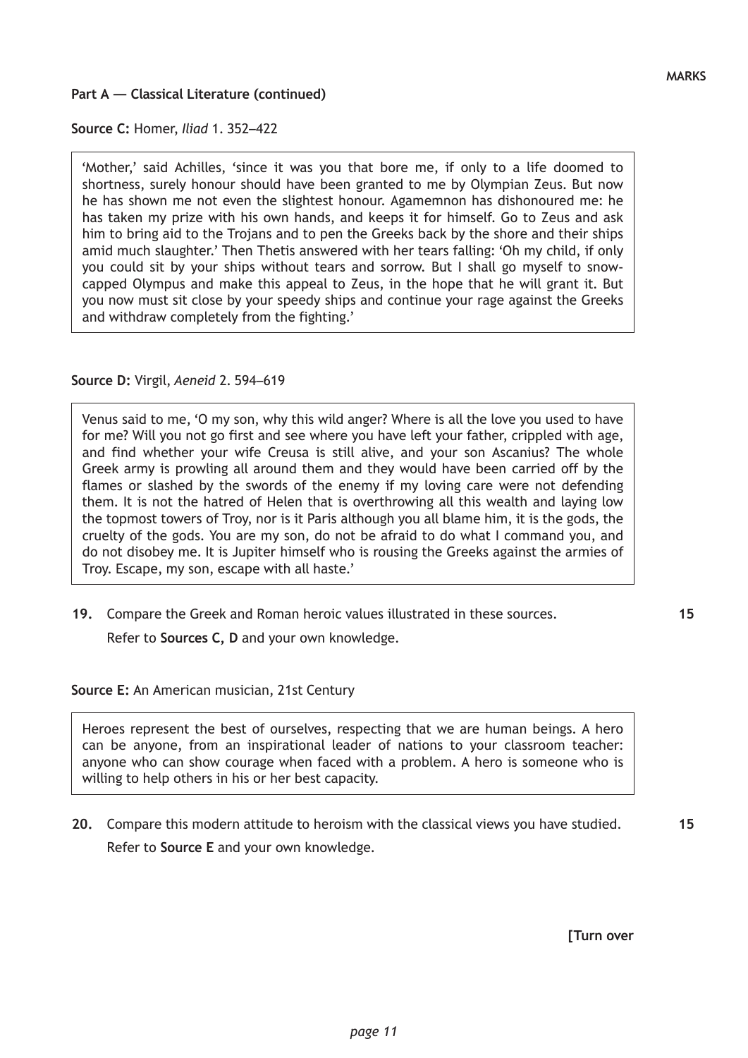**Part A — Classical Literature (continued)**

**Source C:** Homer, *Iliad* 1. 352–422

> 'Mother,' said Achilles, 'since it was you that bore me, if only to a life doomed to shortness, surely honour should have been granted to me by Olympian Zeus. But now he has shown me not even the slightest honour. Agamemnon has dishonoured me: he has taken my prize with his own hands, and keeps it for himself. Go to Zeus and ask him to bring aid to the Trojans and to pen the Greeks back by the shore and their ships amid much slaughter.' Then Thetis answered with her tears falling: 'Oh my child, if only you could sit by your ships without tears and sorrow. But I shall go myself to snow-capped Olympus and make this appeal to Zeus, in the hope that he will grant it. But you now must sit close by your speedy ships and continue your rage against the Greeks and withdraw completely from the fighting.'

**Source D:** Virgil, *Aeneid* 2. 594–619

> Venus said to me, 'O my son, why this wild anger? Where is all the love you used to have for me? Will you not go first and see where you have left your father, crippled with age, and find whether your wife Creusa is still alive, and your son Ascanius? The whole Greek army is prowling all around them and they would have been carried off by the flames or slashed by the swords of the enemy if my loving care were not defending them. It is not the hatred of Helen that is overthrowing all this wealth and laying low the topmost towers of Troy, nor is it Paris although you all blame him, it is the gods, the cruelty of the gods. You are my son, do not be afraid to do what I command you, and do not disobey me. It is Jupiter himself who is rousing the Greeks against the armies of Troy. Escape, my son, escape with all haste.'

**19.** Compare the Greek and Roman heroic values illustrated in these sources. **15**

Refer to **Sources C, D** and your own knowledge.

**Source E:** An American musician, 21st Century

> Heroes represent the best of ourselves, respecting that we are human beings. A hero can be anyone, from an inspirational leader of nations to your classroom teacher: anyone who can show courage when faced with a problem. A hero is someone who is willing to help others in his or her best capacity.

**20.** Compare this modern attitude to heroism with the classical views you have studied. **15**

Refer to **Source E** and your own knowledge.

**[Turn over**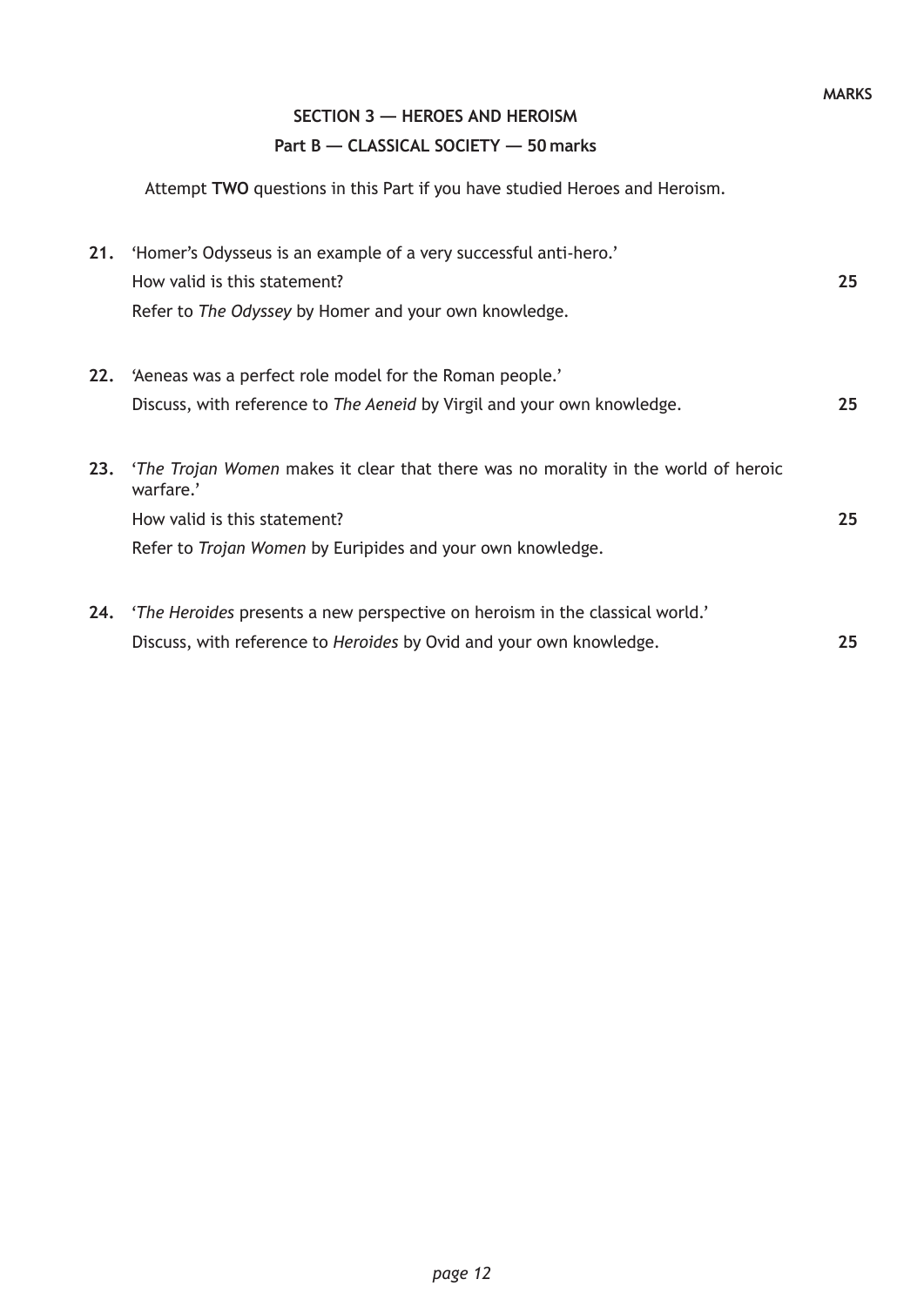MARKS

## SECTION 3 — HEROES AND HEROISM

### Part B — CLASSICAL SOCIETY — 50 marks

Attempt **TWO** questions in this Part if you have studied Heroes and Heroism.

**21.** 'Homer's Odysseus is an example of a very successful anti-hero.'

How valid is this statement? **25**

Refer to *The Odyssey* by Homer and your own knowledge.

**22.** 'Aeneas was a perfect role model for the Roman people.'

Discuss, with reference to *The Aeneid* by Virgil and your own knowledge. **25**

**23.** '*The Trojan Women* makes it clear that there was no morality in the world of heroic warfare.'

How valid is this statement? **25**

Refer to *Trojan Women* by Euripides and your own knowledge.

**24.** '*The Heroides* presents a new perspective on heroism in the classical world.'

Discuss, with reference to *Heroides* by Ovid and your own knowledge. **25**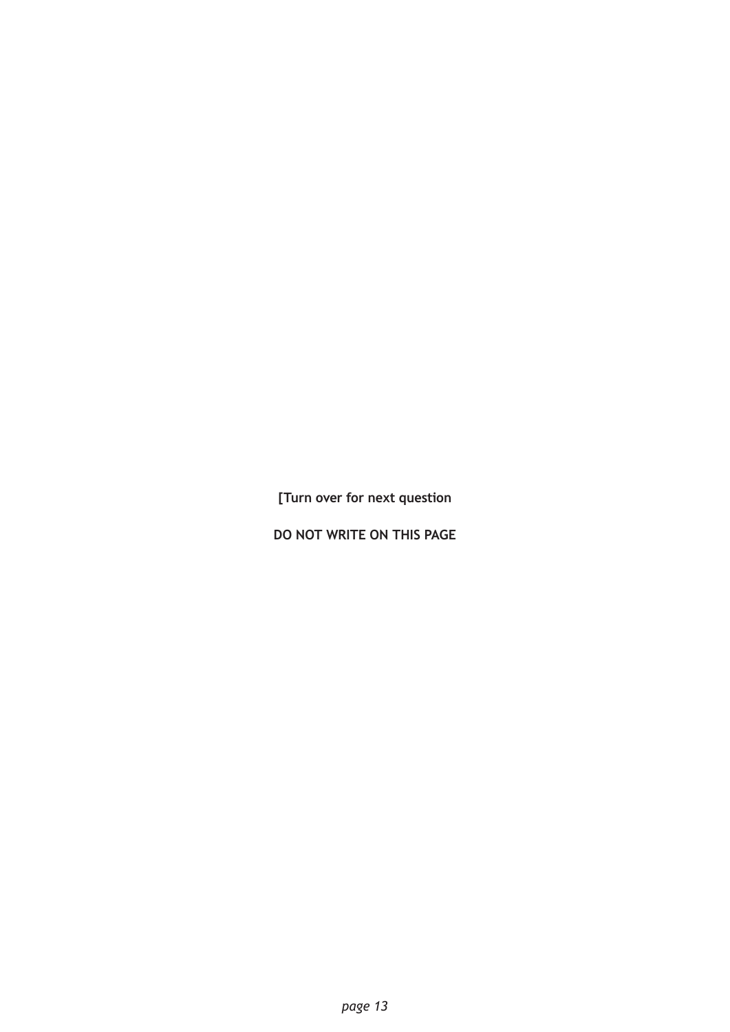[Turn over for next question

DO NOT WRITE ON THIS PAGE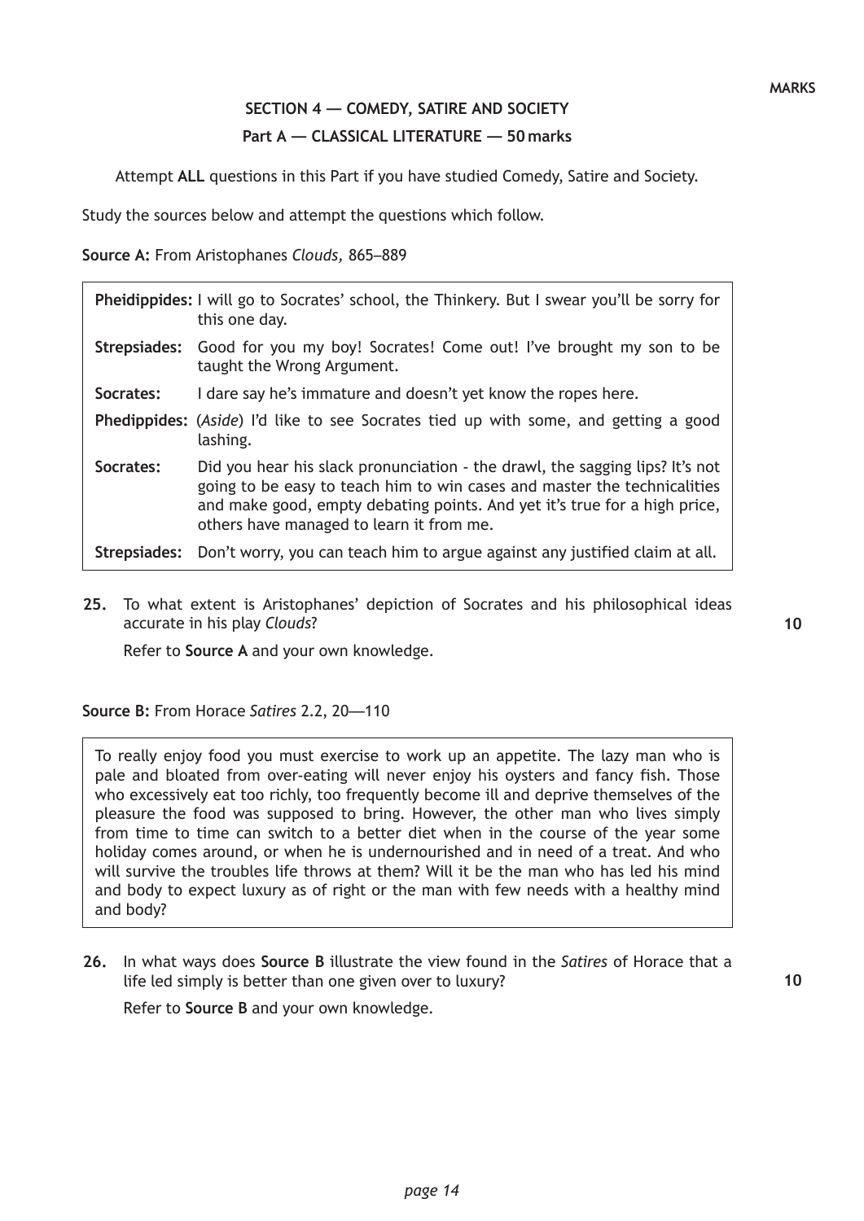MARKS

## SECTION 4 — COMEDY, SATIRE AND SOCIETY

### Part A — CLASSICAL LITERATURE — 50 marks

Attempt **ALL** questions in this Part if you have studied Comedy, Satire and Society.

Study the sources below and attempt the questions which follow.

**Source A:** From Aristophanes *Clouds,* 865–889

| | |
|---|---|
| **Pheidippides:** | I will go to Socrates' school, the Thinkery. But I swear you'll be sorry for this one day. |
| **Strepsiades:** | Good for you my boy! Socrates! Come out! I've brought my son to be taught the Wrong Argument. |
| **Socrates:** | I dare say he's immature and doesn't yet know the ropes here. |
| **Phedippides:** | (*Aside*) I'd like to see Socrates tied up with some, and getting a good lashing. |
| **Socrates:** | Did you hear his slack pronunciation - the drawl, the sagging lips? It's not going to be easy to teach him to win cases and master the technicalities and make good, empty debating points. And yet it's true for a high price, others have managed to learn it from me. |
| **Strepsiades:** | Don't worry, you can teach him to argue against any justified claim at all. |

**25.** To what extent is Aristophanes' depiction of Socrates and his philosophical ideas accurate in his play *Clouds*? **10**

Refer to **Source A** and your own knowledge.

**Source B:** From Horace *Satires* 2.2, 20—110

> To really enjoy food you must exercise to work up an appetite. The lazy man who is pale and bloated from over-eating will never enjoy his oysters and fancy fish. Those who excessively eat too richly, too frequently become ill and deprive themselves of the pleasure the food was supposed to bring. However, the other man who lives simply from time to time can switch to a better diet when in the course of the year some holiday comes around, or when he is undernourished and in need of a treat. And who will survive the troubles life throws at them? Will it be the man who has led his mind and body to expect luxury as of right or the man with few needs with a healthy mind and body?

**26.** In what ways does **Source B** illustrate the view found in the *Satires* of Horace that a life led simply is better than one given over to luxury? **10**

Refer to **Source B** and your own knowledge.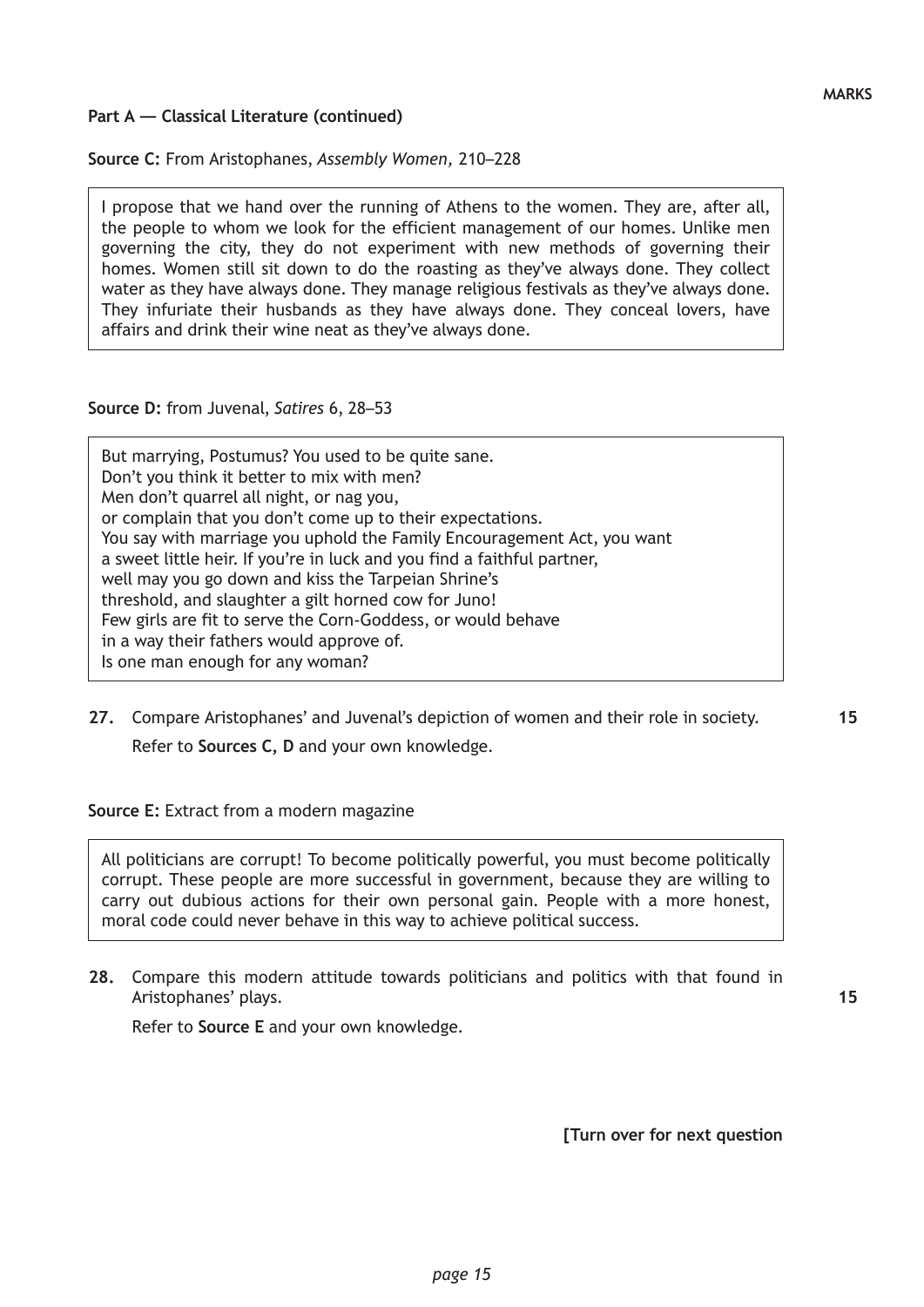**MARKS**

**Part A — Classical Literature (continued)**

**Source C:** From Aristophanes, *Assembly Women,* 210–228

> I propose that we hand over the running of Athens to the women. They are, after all, the people to whom we look for the efficient management of our homes. Unlike men governing the city, they do not experiment with new methods of governing their homes. Women still sit down to do the roasting as they've always done. They collect water as they have always done. They manage religious festivals as they've always done. They infuriate their husbands as they have always done. They conceal lovers, have affairs and drink their wine neat as they've always done.

**Source D:** from Juvenal, *Satires* 6, 28–53

> But marrying, Postumus? You used to be quite sane.
> Don't you think it better to mix with men?
> Men don't quarrel all night, or nag you,
> or complain that you don't come up to their expectations.
> You say with marriage you uphold the Family Encouragement Act, you want
> a sweet little heir. If you're in luck and you find a faithful partner,
> well may you go down and kiss the Tarpeian Shrine's
> threshold, and slaughter a gilt horned cow for Juno!
> Few girls are fit to serve the Corn-Goddess, or would behave
> in a way their fathers would approve of.
> Is one man enough for any woman?

**27.** Compare Aristophanes' and Juvenal's depiction of women and their role in society. **15**

Refer to **Sources C, D** and your own knowledge.

**Source E:** Extract from a modern magazine

> All politicians are corrupt! To become politically powerful, you must become politically corrupt. These people are more successful in government, because they are willing to carry out dubious actions for their own personal gain. People with a more honest, moral code could never behave in this way to achieve political success.

**28.** Compare this modern attitude towards politicians and politics with that found in Aristophanes' plays. **15**

Refer to **Source E** and your own knowledge.

**[Turn over for next question**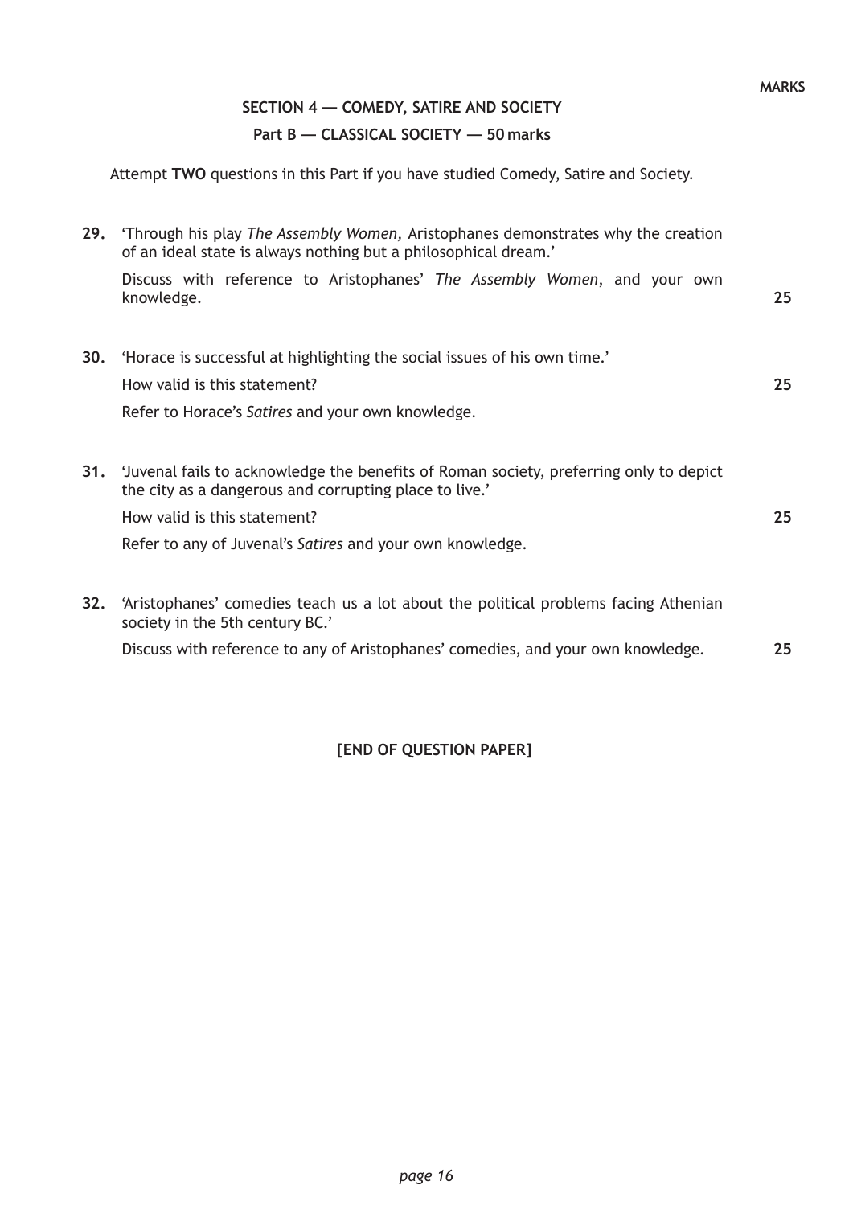MARKS

## SECTION 4 — COMEDY, SATIRE AND SOCIETY

### Part B — CLASSICAL SOCIETY — 50 marks

Attempt **TWO** questions in this Part if you have studied Comedy, Satire and Society.

**29.** 'Through his play *The Assembly Women,* Aristophanes demonstrates why the creation of an ideal state is always nothing but a philosophical dream.'

Discuss with reference to Aristophanes' *The Assembly Women*, and your own knowledge. **25**

**30.** 'Horace is successful at highlighting the social issues of his own time.'

How valid is this statement? **25**

Refer to Horace's *Satires* and your own knowledge.

**31.** 'Juvenal fails to acknowledge the benefits of Roman society, preferring only to depict the city as a dangerous and corrupting place to live.'

How valid is this statement? **25**

Refer to any of Juvenal's *Satires* and your own knowledge.

**32.** 'Aristophanes' comedies teach us a lot about the political problems facing Athenian society in the 5th century BC.'

Discuss with reference to any of Aristophanes' comedies, and your own knowledge. **25**

**[END OF QUESTION PAPER]**